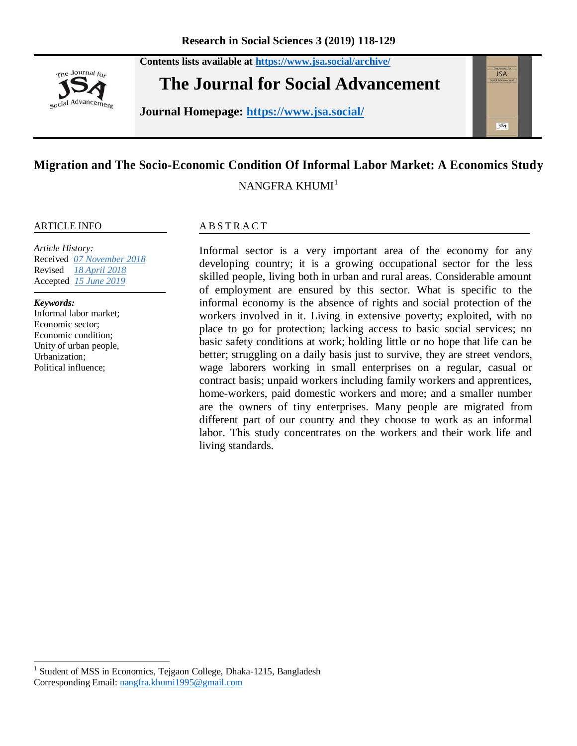Contents lists available at https://www.jsa.social/archive/

# The Journal for Social Advancement

Journal Homepage: https://www.jsa.social/

## Migration and The Socio-Economic Condition Of Informal Labor Market: A Economics Study

NANGFRA KHUMI[1]

**ARTICLE INFO**

*Article History:*
Received *07 November 2018*
Revised *18 April 2018*
Accepted *15 June 2019*

***Keywords:***
Informal labor market;
Economic sector;
Economic condition;
Unity of urban people,
Urbanization;
Political influence;

**ABSTRACT**

Informal sector is a very important area of the economy for any developing country; it is a growing occupational sector for the less skilled people, living both in urban and rural areas. Considerable amount of employment are ensured by this sector. What is specific to the informal economy is the absence of rights and social protection of the workers involved in it. Living in extensive poverty; exploited, with no place to go for protection; lacking access to basic social services; no basic safety conditions at work; holding little or no hope that life can be better; struggling on a daily basis just to survive, they are street vendors, wage laborers working in small enterprises on a regular, casual or contract basis; unpaid workers including family workers and apprentices, home-workers, paid domestic workers and more; and a smaller number are the owners of tiny enterprises. Many people are migrated from different part of our country and they choose to work as an informal labor. This study concentrates on the workers and their work life and living standards.

---

[1] Student of MSS in Economics, Tejgaon College, Dhaka-1215, Bangladesh
Corresponding Email: nangfra.khumi1995@gmail.com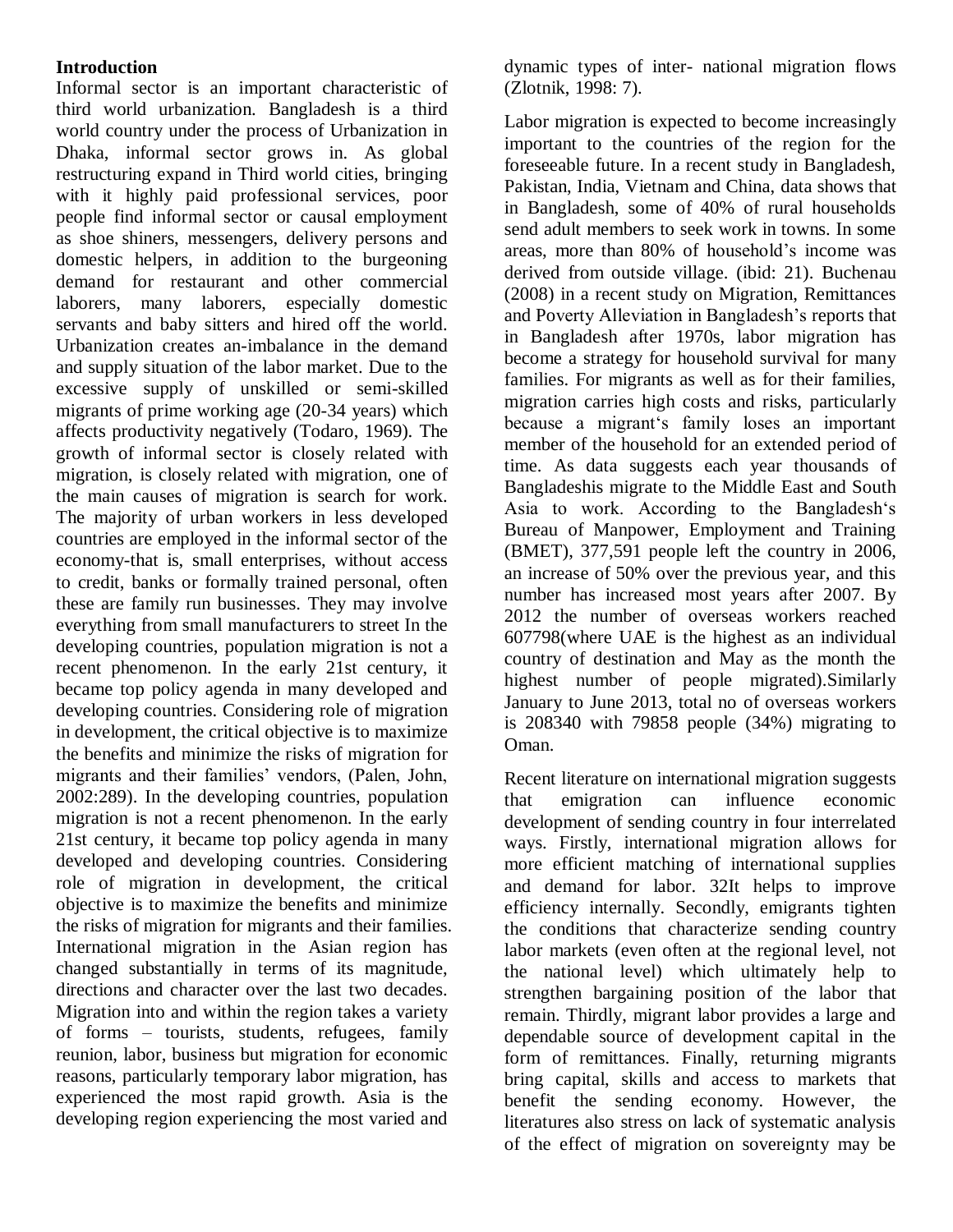**Introduction**

Informal sector is an important characteristic of third world urbanization. Bangladesh is a third world country under the process of Urbanization in Dhaka, informal sector grows in. As global restructuring expand in Third world cities, bringing with it highly paid professional services, poor people find informal sector or causal employment as shoe shiners, messengers, delivery persons and domestic helpers, in addition to the burgeoning demand for restaurant and other commercial laborers, many laborers, especially domestic servants and baby sitters and hired off the world. Urbanization creates an-imbalance in the demand and supply situation of the labor market. Due to the excessive supply of unskilled or semi-skilled migrants of prime working age (20-34 years) which affects productivity negatively (Todaro, 1969). The growth of informal sector is closely related with migration, is closely related with migration, one of the main causes of migration is search for work. The majority of urban workers in less developed countries are employed in the informal sector of the economy-that is, small enterprises, without access to credit, banks or formally trained personal, often these are family run businesses. They may involve everything from small manufacturers to street In the developing countries, population migration is not a recent phenomenon. In the early 21st century, it became top policy agenda in many developed and developing countries. Considering role of migration in development, the critical objective is to maximize the benefits and minimize the risks of migration for migrants and their families' vendors, (Palen, John, 2002:289). In the developing countries, population migration is not a recent phenomenon. In the early 21st century, it became top policy agenda in many developed and developing countries. Considering role of migration in development, the critical objective is to maximize the benefits and minimize the risks of migration for migrants and their families. International migration in the Asian region has changed substantially in terms of its magnitude, directions and character over the last two decades. Migration into and within the region takes a variety of forms – tourists, students, refugees, family reunion, labor, business but migration for economic reasons, particularly temporary labor migration, has experienced the most rapid growth. Asia is the developing region experiencing the most varied and dynamic types of inter- national migration flows (Zlotnik, 1998: 7).

Labor migration is expected to become increasingly important to the countries of the region for the foreseeable future. In a recent study in Bangladesh, Pakistan, India, Vietnam and China, data shows that in Bangladesh, some of 40% of rural households send adult members to seek work in towns. In some areas, more than 80% of household's income was derived from outside village. (ibid: 21). Buchenau (2008) in a recent study on Migration, Remittances and Poverty Alleviation in Bangladesh's reports that in Bangladesh after 1970s, labor migration has become a strategy for household survival for many families. For migrants as well as for their families, migration carries high costs and risks, particularly because a migrant's family loses an important member of the household for an extended period of time. As data suggests each year thousands of Bangladeshis migrate to the Middle East and South Asia to work. According to the Bangladesh's Bureau of Manpower, Employment and Training (BMET), 377,591 people left the country in 2006, an increase of 50% over the previous year, and this number has increased most years after 2007. By 2012 the number of overseas workers reached 607798(where UAE is the highest as an individual country of destination and May as the month the highest number of people migrated).Similarly January to June 2013, total no of overseas workers is 208340 with 79858 people (34%) migrating to Oman.

Recent literature on international migration suggests that emigration can influence economic development of sending country in four interrelated ways. Firstly, international migration allows for more efficient matching of international supplies and demand for labor. 32It helps to improve efficiency internally. Secondly, emigrants tighten the conditions that characterize sending country labor markets (even often at the regional level, not the national level) which ultimately help to strengthen bargaining position of the labor that remain. Thirdly, migrant labor provides a large and dependable source of development capital in the form of remittances. Finally, returning migrants bring capital, skills and access to markets that benefit the sending economy. However, the literatures also stress on lack of systematic analysis of the effect of migration on sovereignty may be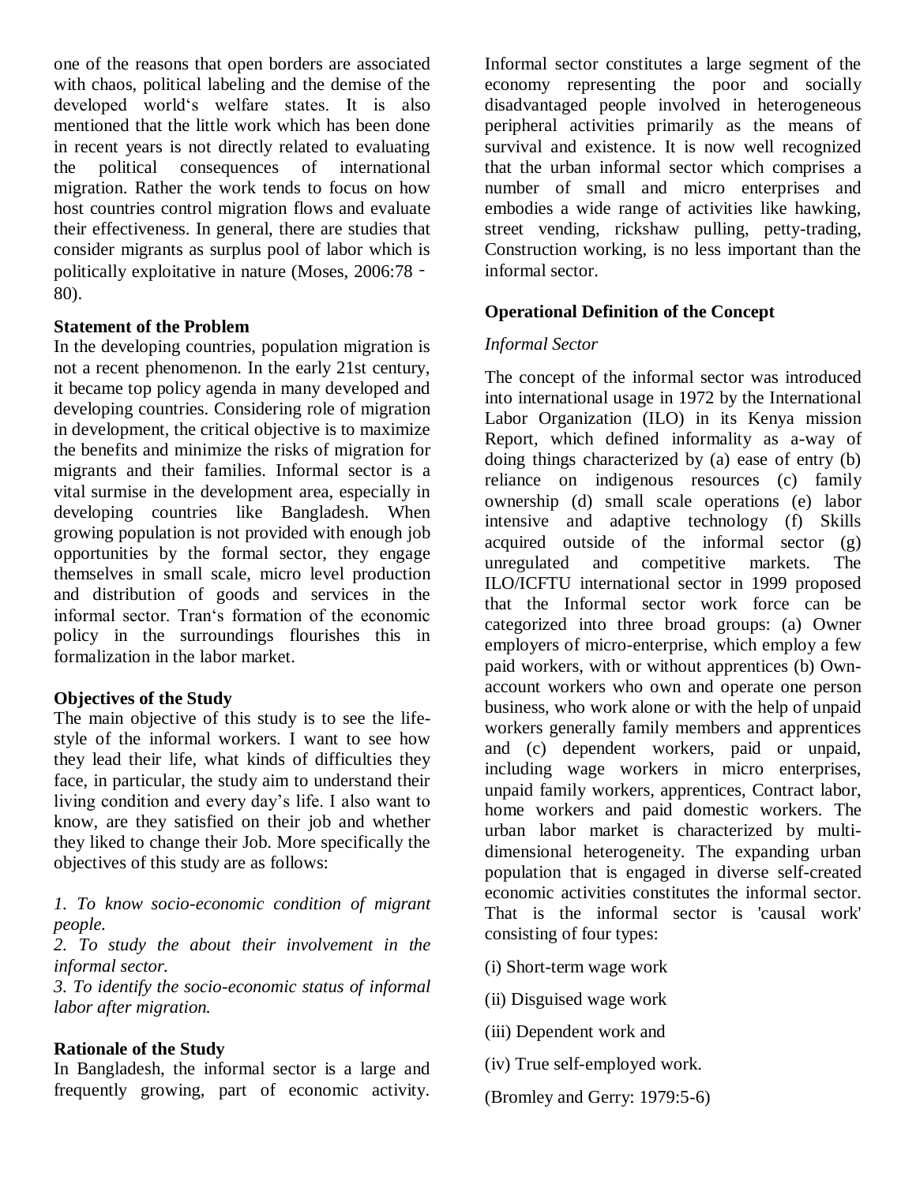one of the reasons that open borders are associated with chaos, political labeling and the demise of the developed world‘s welfare states. It is also mentioned that the little work which has been done in recent years is not directly related to evaluating the political consequences of international migration. Rather the work tends to focus on how host countries control migration flows and evaluate their effectiveness. In general, there are studies that consider migrants as surplus pool of labor which is politically exploitative in nature (Moses, 2006:78 - 80).

**Statement of the Problem**

In the developing countries, population migration is not a recent phenomenon. In the early 21st century, it became top policy agenda in many developed and developing countries. Considering role of migration in development, the critical objective is to maximize the benefits and minimize the risks of migration for migrants and their families. Informal sector is a vital surmise in the development area, especially in developing countries like Bangladesh. When growing population is not provided with enough job opportunities by the formal sector, they engage themselves in small scale, micro level production and distribution of goods and services in the informal sector. Tran‘s formation of the economic policy in the surroundings flourishes this in formalization in the labor market.

**Objectives of the Study**

The main objective of this study is to see the life-style of the informal workers. I want to see how they lead their life, what kinds of difficulties they face, in particular, the study aim to understand their living condition and every day’s life. I also want to know, are they satisfied on their job and whether they liked to change their Job. More specifically the objectives of this study are as follows:

*1. To know socio-economic condition of migrant people.*

*2. To study the about their involvement in the informal sector.*

*3. To identify the socio-economic status of informal labor after migration.*

**Rationale of the Study**

In Bangladesh, the informal sector is a large and frequently growing, part of economic activity. Informal sector constitutes a large segment of the economy representing the poor and socially disadvantaged people involved in heterogeneous peripheral activities primarily as the means of survival and existence. It is now well recognized that the urban informal sector which comprises a number of small and micro enterprises and embodies a wide range of activities like hawking, street vending, rickshaw pulling, petty-trading, Construction working, is no less important than the informal sector.

**Operational Definition of the Concept**

*Informal Sector*

The concept of the informal sector was introduced into international usage in 1972 by the International Labor Organization (ILO) in its Kenya mission Report, which defined informality as a-way of doing things characterized by (a) ease of entry (b) reliance on indigenous resources (c) family ownership (d) small scale operations (e) labor intensive and adaptive technology (f) Skills acquired outside of the informal sector (g) unregulated and competitive markets. The ILO/ICFTU international sector in 1999 proposed that the Informal sector work force can be categorized into three broad groups: (a) Owner employers of micro-enterprise, which employ a few paid workers, with or without apprentices (b) Own-account workers who own and operate one person business, who work alone or with the help of unpaid workers generally family members and apprentices and (c) dependent workers, paid or unpaid, including wage workers in micro enterprises, unpaid family workers, apprentices, Contract labor, home workers and paid domestic workers. The urban labor market is characterized by multi-dimensional heterogeneity. The expanding urban population that is engaged in diverse self-created economic activities constitutes the informal sector. That is the informal sector is 'causal work' consisting of four types:

(i) Short-term wage work

(ii) Disguised wage work

(iii) Dependent work and

(iv) True self-employed work.

(Bromley and Gerry: 1979:5-6)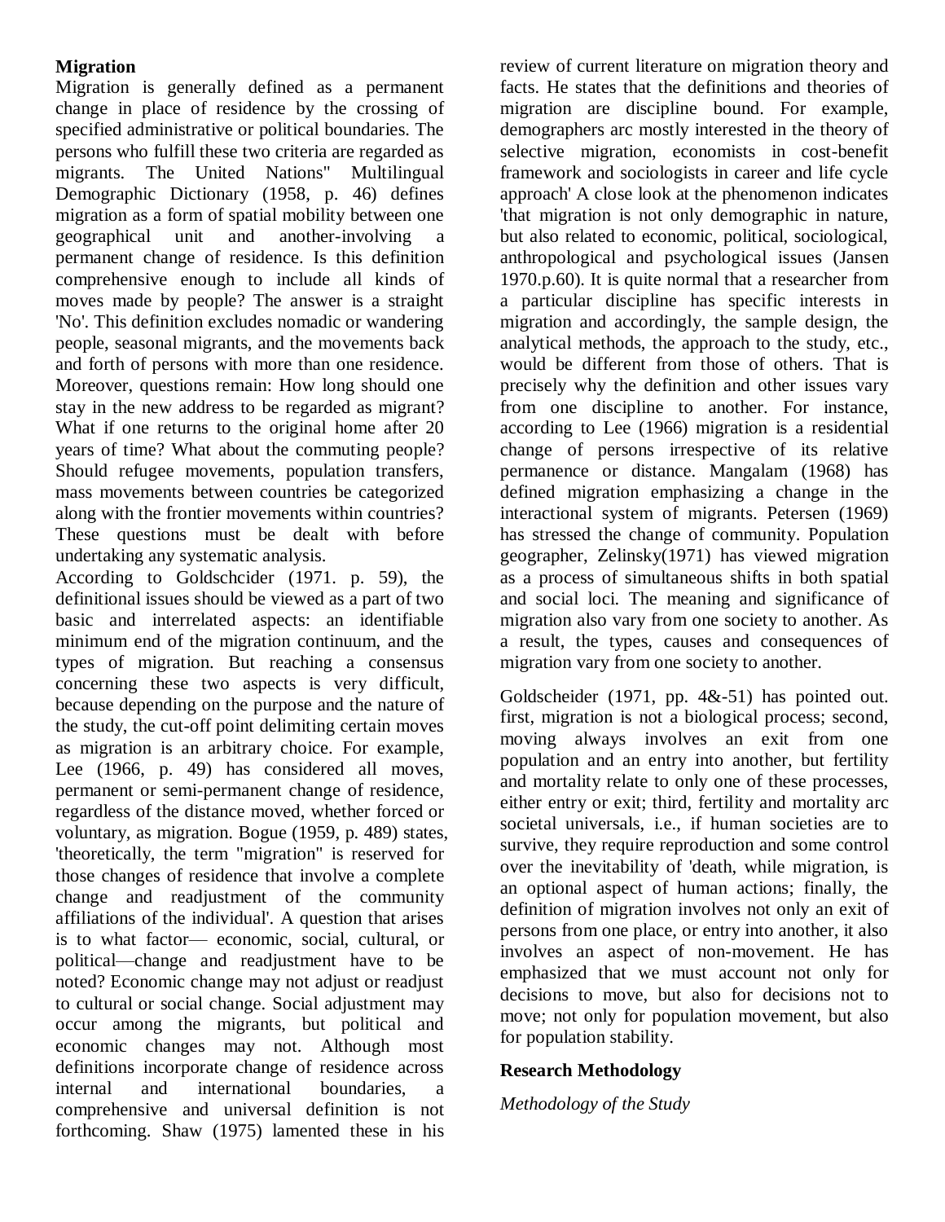## Migration

Migration is generally defined as a permanent change in place of residence by the crossing of specified administrative or political boundaries. The persons who fulfill these two criteria are regarded as migrants. The United Nations" Multilingual Demographic Dictionary (1958, p. 46) defines migration as a form of spatial mobility between one geographical unit and another-involving a permanent change of residence. Is this definition comprehensive enough to include all kinds of moves made by people? The answer is a straight 'No'. This definition excludes nomadic or wandering people, seasonal migrants, and the movements back and forth of persons with more than one residence. Moreover, questions remain: How long should one stay in the new address to be regarded as migrant? What if one returns to the original home after 20 years of time? What about the commuting people? Should refugee movements, population transfers, mass movements between countries be categorized along with the frontier movements within countries? These questions must be dealt with before undertaking any systematic analysis.

According to Goldschcider (1971. p. 59), the definitional issues should be viewed as a part of two basic and interrelated aspects: an identifiable minimum end of the migration continuum, and the types of migration. But reaching a consensus concerning these two aspects is very difficult, because depending on the purpose and the nature of the study, the cut-off point delimiting certain moves as migration is an arbitrary choice. For example, Lee (1966, p. 49) has considered all moves, permanent or semi-permanent change of residence, regardless of the distance moved, whether forced or voluntary, as migration. Bogue (1959, p. 489) states, 'theoretically, the term "migration" is reserved for those changes of residence that involve a complete change and readjustment of the community affiliations of the individual'. A question that arises is to what factor— economic, social, cultural, or political—change and readjustment have to be noted? Economic change may not adjust or readjust to cultural or social change. Social adjustment may occur among the migrants, but political and economic changes may not. Although most definitions incorporate change of residence across internal and international boundaries, a comprehensive and universal definition is not forthcoming. Shaw (1975) lamented these in his review of current literature on migration theory and facts. He states that the definitions and theories of migration are discipline bound. For example, demographers arc mostly interested in the theory of selective migration, economists in cost-benefit framework and sociologists in career and life cycle approach' A close look at the phenomenon indicates 'that migration is not only demographic in nature, but also related to economic, political, sociological, anthropological and psychological issues (Jansen 1970.p.60). It is quite normal that a researcher from a particular discipline has specific interests in migration and accordingly, the sample design, the analytical methods, the approach to the study, etc., would be different from those of others. That is precisely why the definition and other issues vary from one discipline to another. For instance, according to Lee (1966) migration is a residential change of persons irrespective of its relative permanence or distance. Mangalam (1968) has defined migration emphasizing a change in the interactional system of migrants. Petersen (1969) has stressed the change of community. Population geographer, Zelinsky(1971) has viewed migration as a process of simultaneous shifts in both spatial and social loci. The meaning and significance of migration also vary from one society to another. As a result, the types, causes and consequences of migration vary from one society to another.

Goldscheider (1971, pp. 4&-51) has pointed out. first, migration is not a biological process; second, moving always involves an exit from one population and an entry into another, but fertility and mortality relate to only one of these processes, either entry or exit; third, fertility and mortality arc societal universals, i.e., if human societies are to survive, they require reproduction and some control over the inevitability of 'death, while migration, is an optional aspect of human actions; finally, the definition of migration involves not only an exit of persons from one place, or entry into another, it also involves an aspect of non-movement. He has emphasized that we must account not only for decisions to move, but also for decisions not to move; not only for population movement, but also for population stability.

## Research Methodology

*Methodology of the Study*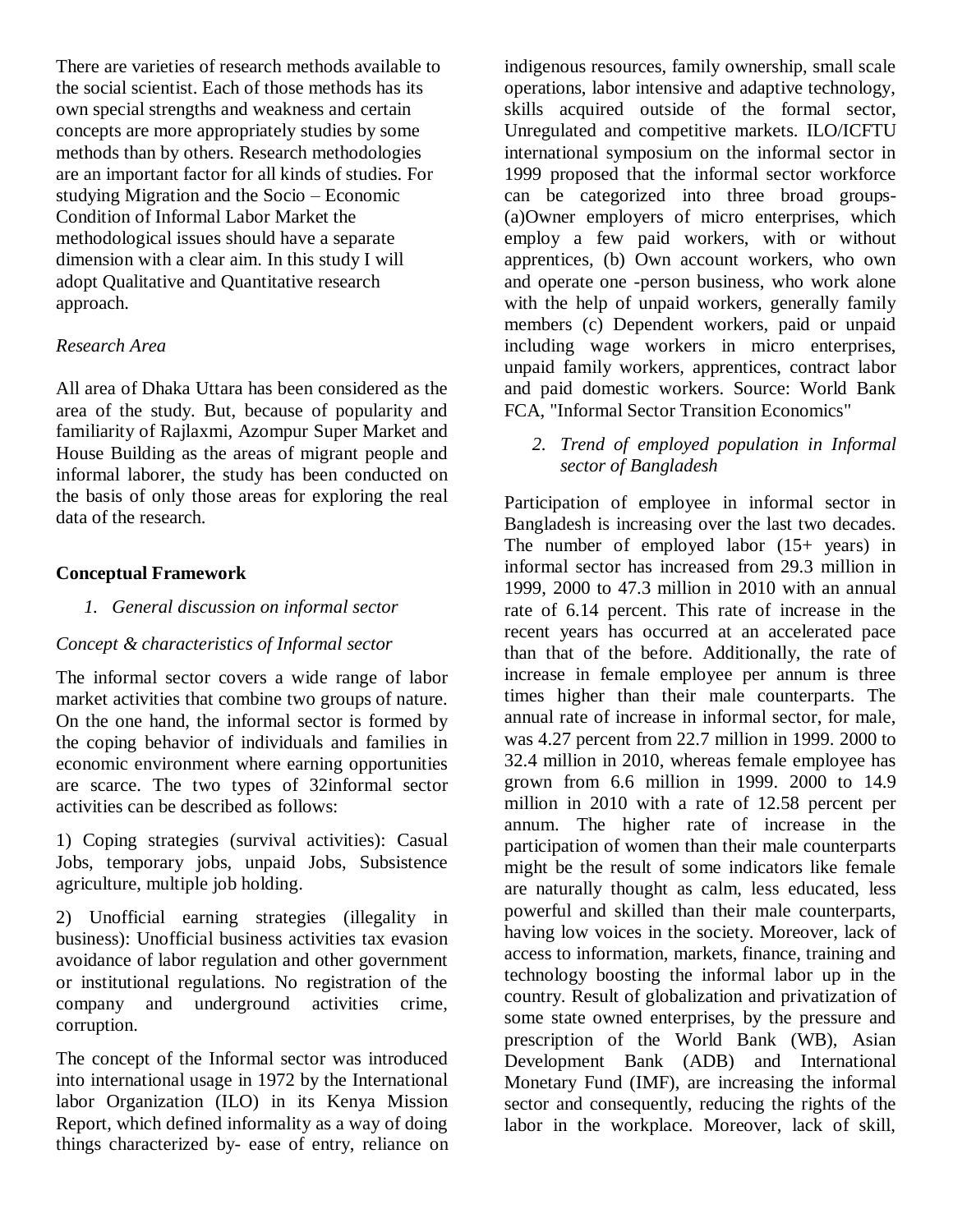There are varieties of research methods available to the social scientist. Each of those methods has its own special strengths and weakness and certain concepts are more appropriately studies by some methods than by others. Research methodologies are an important factor for all kinds of studies. For studying Migration and the Socio – Economic Condition of Informal Labor Market the methodological issues should have a separate dimension with a clear aim. In this study I will adopt Qualitative and Quantitative research approach.

*Research Area*

All area of Dhaka Uttara has been considered as the area of the study. But, because of popularity and familiarity of Rajlaxmi, Azompur Super Market and House Building as the areas of migrant people and informal laborer, the study has been conducted on the basis of only those areas for exploring the real data of the research.

## Conceptual Framework

*1. General discussion on informal sector*

*Concept & characteristics of Informal sector*

The informal sector covers a wide range of labor market activities that combine two groups of nature. On the one hand, the informal sector is formed by the coping behavior of individuals and families in economic environment where earning opportunities are scarce. The two types of 32informal sector activities can be described as follows:

1) Coping strategies (survival activities): Casual Jobs, temporary jobs, unpaid Jobs, Subsistence agriculture, multiple job holding.

2) Unofficial earning strategies (illegality in business): Unofficial business activities tax evasion avoidance of labor regulation and other government or institutional regulations. No registration of the company and underground activities crime, corruption.

The concept of the Informal sector was introduced into international usage in 1972 by the International labor Organization (ILO) in its Kenya Mission Report, which defined informality as a way of doing things characterized by- ease of entry, reliance on indigenous resources, family ownership, small scale operations, labor intensive and adaptive technology, skills acquired outside of the formal sector, Unregulated and competitive markets. ILO/ICFTU international symposium on the informal sector in 1999 proposed that the informal sector workforce can be categorized into three broad groups- (a)Owner employers of micro enterprises, which employ a few paid workers, with or without apprentices, (b) Own account workers, who own and operate one -person business, who work alone with the help of unpaid workers, generally family members (c) Dependent workers, paid or unpaid including wage workers in micro enterprises, unpaid family workers, apprentices, contract labor and paid domestic workers. Source: World Bank FCA, "Informal Sector Transition Economics"

*2. Trend of employed population in Informal sector of Bangladesh*

Participation of employee in informal sector in Bangladesh is increasing over the last two decades. The number of employed labor (15+ years) in informal sector has increased from 29.3 million in 1999, 2000 to 47.3 million in 2010 with an annual rate of 6.14 percent. This rate of increase in the recent years has occurred at an accelerated pace than that of the before. Additionally, the rate of increase in female employee per annum is three times higher than their male counterparts. The annual rate of increase in informal sector, for male, was 4.27 percent from 22.7 million in 1999. 2000 to 32.4 million in 2010, whereas female employee has grown from 6.6 million in 1999. 2000 to 14.9 million in 2010 with a rate of 12.58 percent per annum. The higher rate of increase in the participation of women than their male counterparts might be the result of some indicators like female are naturally thought as calm, less educated, less powerful and skilled than their male counterparts, having low voices in the society. Moreover, lack of access to information, markets, finance, training and technology boosting the informal labor up in the country. Result of globalization and privatization of some state owned enterprises, by the pressure and prescription of the World Bank (WB), Asian Development Bank (ADB) and International Monetary Fund (IMF), are increasing the informal sector and consequently, reducing the rights of the labor in the workplace. Moreover, lack of skill,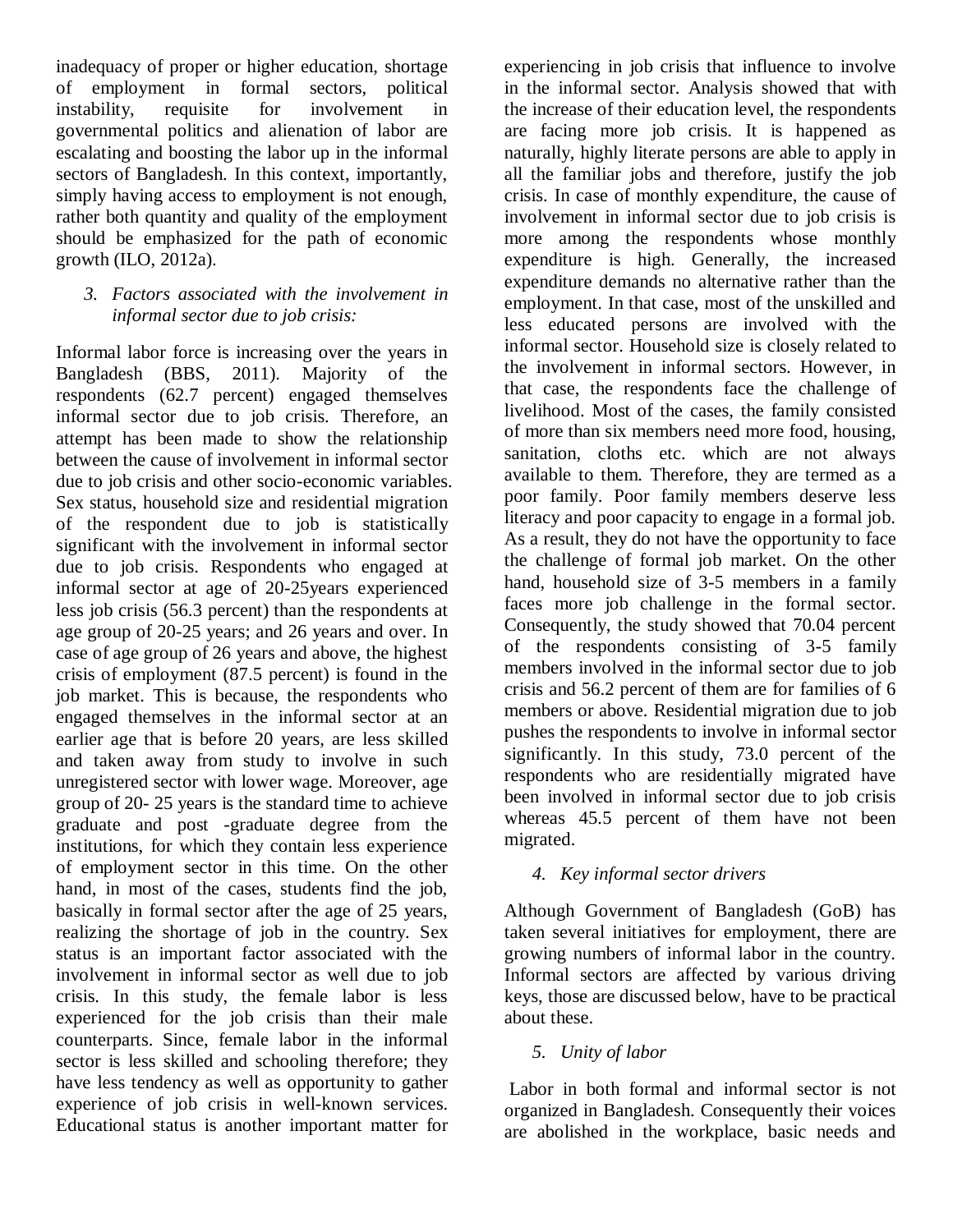inadequacy of proper or higher education, shortage of employment in formal sectors, political instability, requisite for involvement in governmental politics and alienation of labor are escalating and boosting the labor up in the informal sectors of Bangladesh. In this context, importantly, simply having access to employment is not enough, rather both quantity and quality of the employment should be emphasized for the path of economic growth (ILO, 2012a).

3. *Factors associated with the involvement in informal sector due to job crisis:*

Informal labor force is increasing over the years in Bangladesh (BBS, 2011). Majority of the respondents (62.7 percent) engaged themselves informal sector due to job crisis. Therefore, an attempt has been made to show the relationship between the cause of involvement in informal sector due to job crisis and other socio-economic variables. Sex status, household size and residential migration of the respondent due to job is statistically significant with the involvement in informal sector due to job crisis. Respondents who engaged at informal sector at age of 20-25years experienced less job crisis (56.3 percent) than the respondents at age group of 20-25 years; and 26 years and over. In case of age group of 26 years and above, the highest crisis of employment (87.5 percent) is found in the job market. This is because, the respondents who engaged themselves in the informal sector at an earlier age that is before 20 years, are less skilled and taken away from study to involve in such unregistered sector with lower wage. Moreover, age group of 20- 25 years is the standard time to achieve graduate and post -graduate degree from the institutions, for which they contain less experience of employment sector in this time. On the other hand, in most of the cases, students find the job, basically in formal sector after the age of 25 years, realizing the shortage of job in the country. Sex status is an important factor associated with the involvement in informal sector as well due to job crisis. In this study, the female labor is less experienced for the job crisis than their male counterparts. Since, female labor in the informal sector is less skilled and schooling therefore; they have less tendency as well as opportunity to gather experience of job crisis in well-known services. Educational status is another important matter for experiencing in job crisis that influence to involve in the informal sector. Analysis showed that with the increase of their education level, the respondents are facing more job crisis. It is happened as naturally, highly literate persons are able to apply in all the familiar jobs and therefore, justify the job crisis. In case of monthly expenditure, the cause of involvement in informal sector due to job crisis is more among the respondents whose monthly expenditure is high. Generally, the increased expenditure demands no alternative rather than the employment. In that case, most of the unskilled and less educated persons are involved with the informal sector. Household size is closely related to the involvement in informal sectors. However, in that case, the respondents face the challenge of livelihood. Most of the cases, the family consisted of more than six members need more food, housing, sanitation, cloths etc. which are not always available to them. Therefore, they are termed as a poor family. Poor family members deserve less literacy and poor capacity to engage in a formal job. As a result, they do not have the opportunity to face the challenge of formal job market. On the other hand, household size of 3-5 members in a family faces more job challenge in the formal sector. Consequently, the study showed that 70.04 percent of the respondents consisting of 3-5 family members involved in the informal sector due to job crisis and 56.2 percent of them are for families of 6 members or above. Residential migration due to job pushes the respondents to involve in informal sector significantly. In this study, 73.0 percent of the respondents who are residentially migrated have been involved in informal sector due to job crisis whereas 45.5 percent of them have not been migrated.

4. *Key informal sector drivers*

Although Government of Bangladesh (GoB) has taken several initiatives for employment, there are growing numbers of informal labor in the country. Informal sectors are affected by various driving keys, those are discussed below, have to be practical about these.

5. *Unity of labor*

Labor in both formal and informal sector is not organized in Bangladesh. Consequently their voices are abolished in the workplace, basic needs and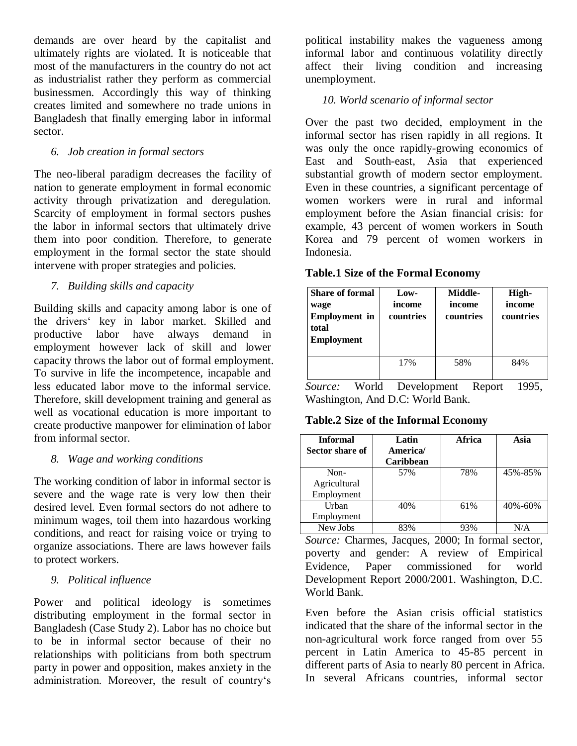demands are over heard by the capitalist and ultimately rights are violated. It is noticeable that most of the manufacturers in the country do not act as industrialist rather they perform as commercial businessmen. Accordingly this way of thinking creates limited and somewhere no trade unions in Bangladesh that finally emerging labor in informal sector.

### *6. Job creation in formal sectors*

The neo-liberal paradigm decreases the facility of nation to generate employment in formal economic activity through privatization and deregulation. Scarcity of employment in formal sectors pushes the labor in informal sectors that ultimately drive them into poor condition. Therefore, to generate employment in the formal sector the state should intervene with proper strategies and policies.

### *7. Building skills and capacity*

Building skills and capacity among labor is one of the drivers‘ key in labor market. Skilled and productive labor have always demand in employment however lack of skill and lower capacity throws the labor out of formal employment. To survive in life the incompetence, incapable and less educated labor move to the informal service. Therefore, skill development training and general as well as vocational education is more important to create productive manpower for elimination of labor from informal sector.

### *8. Wage and working conditions*

The working condition of labor in informal sector is severe and the wage rate is very low then their desired level. Even formal sectors do not adhere to minimum wages, toil them into hazardous working conditions, and react for raising voice or trying to organize associations. There are laws however fails to protect workers.

### *9. Political influence*

Power and political ideology is sometimes distributing employment in the formal sector in Bangladesh (Case Study 2). Labor has no choice but to be in informal sector because of their no relationships with politicians from both spectrum party in power and opposition, makes anxiety in the administration. Moreover, the result of country‘s political instability makes the vagueness among informal labor and continuous volatility directly affect their living condition and increasing unemployment.

### *10. World scenario of informal sector*

Over the past two decided, employment in the informal sector has risen rapidly in all regions. It was only the once rapidly-growing economics of East and South-east, Asia that experienced substantial growth of modern sector employment. Even in these countries, a significant percentage of women workers were in rural and informal employment before the Asian financial crisis: for example, 43 percent of women workers in South Korea and 79 percent of women workers in Indonesia.

**Table.1 Size of the Formal Economy**

| Share of formal wage Employment in total Employment | Low-income countries | Middle-income countries | High-income countries |
|---|---|---|---|
| | 17% | 58% | 84% |

*Source:* World Development Report 1995, Washington, And D.C: World Bank.

**Table.2 Size of the Informal Economy**

| Informal Sector share of | Latin America/ Caribbean | Africa | Asia |
|---|---|---|---|
| Non-Agricultural Employment | 57% | 78% | 45%-85% |
| Urban Employment | 40% | 61% | 40%-60% |
| New Jobs | 83% | 93% | N/A |

*Source:* Charmes, Jacques, 2000; In formal sector, poverty and gender: A review of Empirical Evidence, Paper commissioned for world Development Report 2000/2001. Washington, D.C. World Bank.

Even before the Asian crisis official statistics indicated that the share of the informal sector in the non-agricultural work force ranged from over 55 percent in Latin America to 45-85 percent in different parts of Asia to nearly 80 percent in Africa. In several Africans countries, informal sector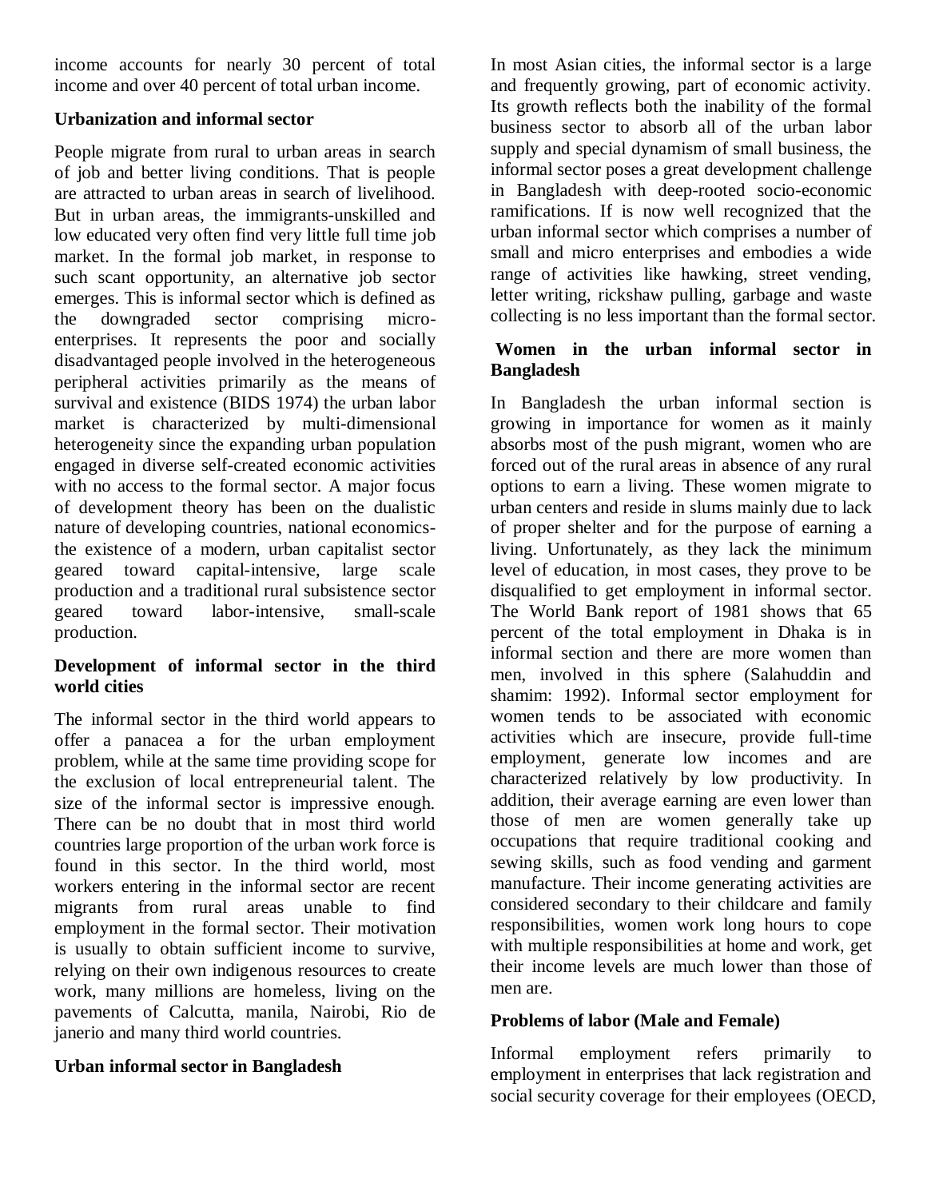income accounts for nearly 30 percent of total income and over 40 percent of total urban income.

### Urbanization and informal sector

People migrate from rural to urban areas in search of job and better living conditions. That is people are attracted to urban areas in search of livelihood. But in urban areas, the immigrants-unskilled and low educated very often find very little full time job market. In the formal job market, in response to such scant opportunity, an alternative job sector emerges. This is informal sector which is defined as the downgraded sector comprising micro-enterprises. It represents the poor and socially disadvantaged people involved in the heterogeneous peripheral activities primarily as the means of survival and existence (BIDS 1974) the urban labor market is characterized by multi-dimensional heterogeneity since the expanding urban population engaged in diverse self-created economic activities with no access to the formal sector. A major focus of development theory has been on the dualistic nature of developing countries, national economics-the existence of a modern, urban capitalist sector geared toward capital-intensive, large scale production and a traditional rural subsistence sector geared toward labor-intensive, small-scale production.

### Development of informal sector in the third world cities

The informal sector in the third world appears to offer a panacea a for the urban employment problem, while at the same time providing scope for the exclusion of local entrepreneurial talent. The size of the informal sector is impressive enough. There can be no doubt that in most third world countries large proportion of the urban work force is found in this sector. In the third world, most workers entering in the informal sector are recent migrants from rural areas unable to find employment in the formal sector. Their motivation is usually to obtain sufficient income to survive, relying on their own indigenous resources to create work, many millions are homeless, living on the pavements of Calcutta, manila, Nairobi, Rio de janerio and many third world countries.

### Urban informal sector in Bangladesh

In most Asian cities, the informal sector is a large and frequently growing, part of economic activity. Its growth reflects both the inability of the formal business sector to absorb all of the urban labor supply and special dynamism of small business, the informal sector poses a great development challenge in Bangladesh with deep-rooted socio-economic ramifications. If is now well recognized that the urban informal sector which comprises a number of small and micro enterprises and embodies a wide range of activities like hawking, street vending, letter writing, rickshaw pulling, garbage and waste collecting is no less important than the formal sector.

### Women in the urban informal sector in Bangladesh

In Bangladesh the urban informal section is growing in importance for women as it mainly absorbs most of the push migrant, women who are forced out of the rural areas in absence of any rural options to earn a living. These women migrate to urban centers and reside in slums mainly due to lack of proper shelter and for the purpose of earning a living. Unfortunately, as they lack the minimum level of education, in most cases, they prove to be disqualified to get employment in informal sector. The World Bank report of 1981 shows that 65 percent of the total employment in Dhaka is in informal section and there are more women than men, involved in this sphere (Salahuddin and shamim: 1992). Informal sector employment for women tends to be associated with economic activities which are insecure, provide full-time employment, generate low incomes and are characterized relatively by low productivity. In addition, their average earning are even lower than those of men are women generally take up occupations that require traditional cooking and sewing skills, such as food vending and garment manufacture. Their income generating activities are considered secondary to their childcare and family responsibilities, women work long hours to cope with multiple responsibilities at home and work, get their income levels are much lower than those of men are.

### Problems of labor (Male and Female)

Informal employment refers primarily to employment in enterprises that lack registration and social security coverage for their employees (OECD,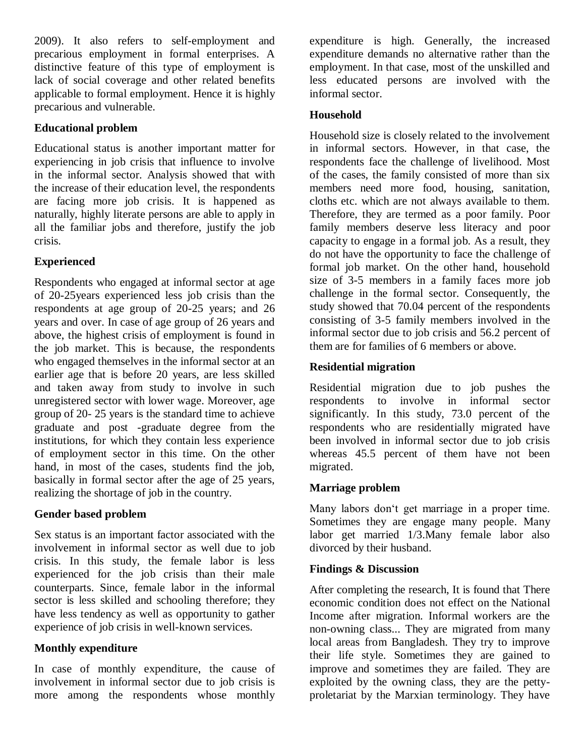2009). It also refers to self-employment and precarious employment in formal enterprises. A distinctive feature of this type of employment is lack of social coverage and other related benefits applicable to formal employment. Hence it is highly precarious and vulnerable.

**Educational problem**

Educational status is another important matter for experiencing in job crisis that influence to involve in the informal sector. Analysis showed that with the increase of their education level, the respondents are facing more job crisis. It is happened as naturally, highly literate persons are able to apply in all the familiar jobs and therefore, justify the job crisis.

**Experienced**

Respondents who engaged at informal sector at age of 20-25years experienced less job crisis than the respondents at age group of 20-25 years; and 26 years and over. In case of age group of 26 years and above, the highest crisis of employment is found in the job market. This is because, the respondents who engaged themselves in the informal sector at an earlier age that is before 20 years, are less skilled and taken away from study to involve in such unregistered sector with lower wage. Moreover, age group of 20- 25 years is the standard time to achieve graduate and post -graduate degree from the institutions, for which they contain less experience of employment sector in this time. On the other hand, in most of the cases, students find the job, basically in formal sector after the age of 25 years, realizing the shortage of job in the country.

**Gender based problem**

Sex status is an important factor associated with the involvement in informal sector as well due to job crisis. In this study, the female labor is less experienced for the job crisis than their male counterparts. Since, female labor in the informal sector is less skilled and schooling therefore; they have less tendency as well as opportunity to gather experience of job crisis in well-known services.

**Monthly expenditure**

In case of monthly expenditure, the cause of involvement in informal sector due to job crisis is more among the respondents whose monthly expenditure is high. Generally, the increased expenditure demands no alternative rather than the employment. In that case, most of the unskilled and less educated persons are involved with the informal sector.

**Household**

Household size is closely related to the involvement in informal sectors. However, in that case, the respondents face the challenge of livelihood. Most of the cases, the family consisted of more than six members need more food, housing, sanitation, cloths etc. which are not always available to them. Therefore, they are termed as a poor family. Poor family members deserve less literacy and poor capacity to engage in a formal job. As a result, they do not have the opportunity to face the challenge of formal job market. On the other hand, household size of 3-5 members in a family faces more job challenge in the formal sector. Consequently, the study showed that 70.04 percent of the respondents consisting of 3-5 family members involved in the informal sector due to job crisis and 56.2 percent of them are for families of 6 members or above.

**Residential migration**

Residential migration due to job pushes the respondents to involve in informal sector significantly. In this study, 73.0 percent of the respondents who are residentially migrated have been involved in informal sector due to job crisis whereas 45.5 percent of them have not been migrated.

**Marriage problem**

Many labors don‘t get marriage in a proper time. Sometimes they are engage many people. Many labor get married 1/3.Many female labor also divorced by their husband.

**Findings & Discussion**

After completing the research, It is found that There economic condition does not effect on the National Income after migration. Informal workers are the non-owning class... They are migrated from many local areas from Bangladesh. They try to improve their life style. Sometimes they are gained to improve and sometimes they are failed. They are exploited by the owning class, they are the petty-proletariat by the Marxian terminology. They have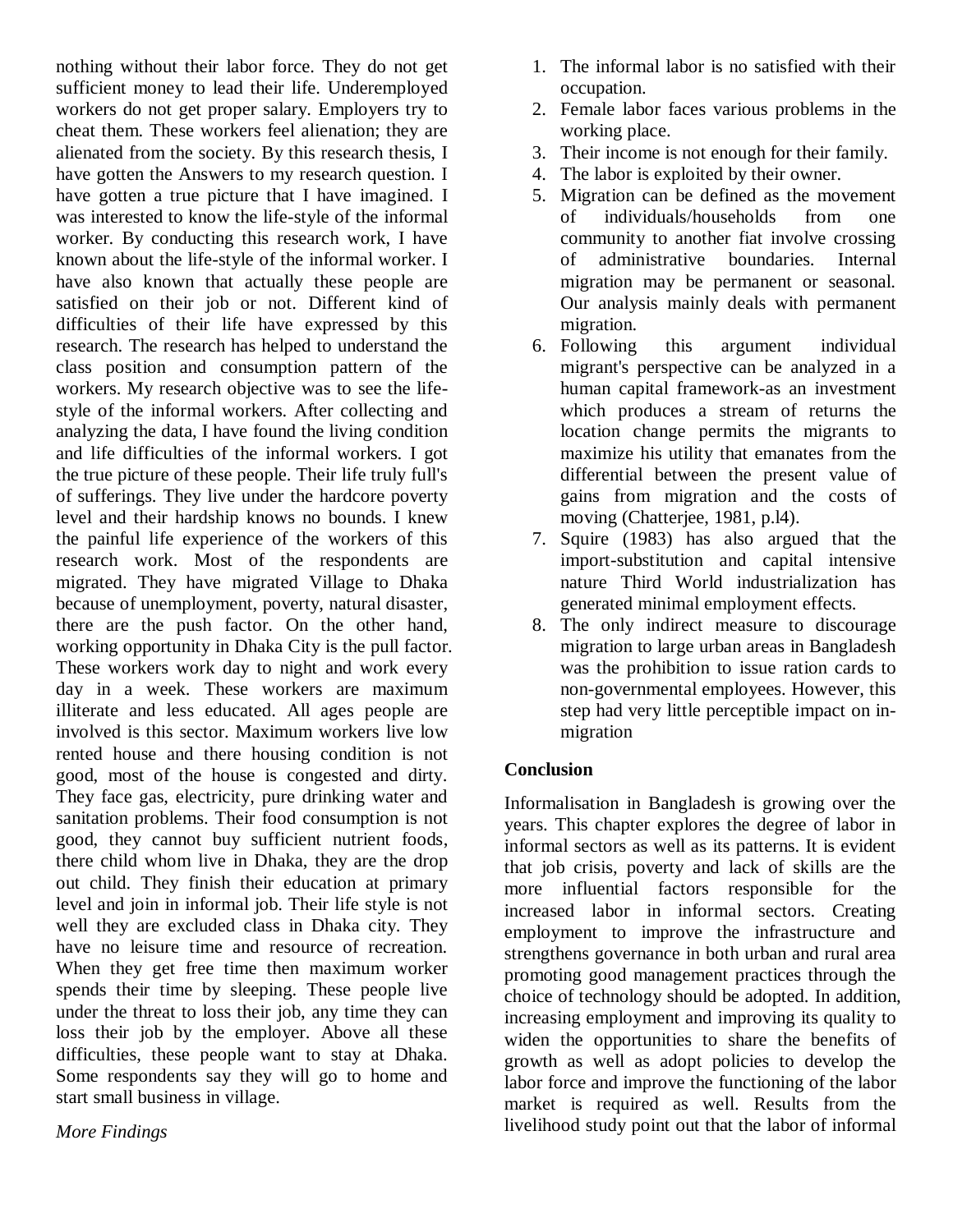nothing without their labor force. They do not get sufficient money to lead their life. Underemployed workers do not get proper salary. Employers try to cheat them. These workers feel alienation; they are alienated from the society. By this research thesis, I have gotten the Answers to my research question. I have gotten a true picture that I have imagined. I was interested to know the life-style of the informal worker. By conducting this research work, I have known about the life-style of the informal worker. I have also known that actually these people are satisfied on their job or not. Different kind of difficulties of their life have expressed by this research. The research has helped to understand the class position and consumption pattern of the workers. My research objective was to see the life-style of the informal workers. After collecting and analyzing the data, I have found the living condition and life difficulties of the informal workers. I got the true picture of these people. Their life truly full's of sufferings. They live under the hardcore poverty level and their hardship knows no bounds. I knew the painful life experience of the workers of this research work. Most of the respondents are migrated. They have migrated Village to Dhaka because of unemployment, poverty, natural disaster, there are the push factor. On the other hand, working opportunity in Dhaka City is the pull factor. These workers work day to night and work every day in a week. These workers are maximum illiterate and less educated. All ages people are involved is this sector. Maximum workers live low rented house and there housing condition is not good, most of the house is congested and dirty. They face gas, electricity, pure drinking water and sanitation problems. Their food consumption is not good, they cannot buy sufficient nutrient foods, there child whom live in Dhaka, they are the drop out child. They finish their education at primary level and join in informal job. Their life style is not well they are excluded class in Dhaka city. They have no leisure time and resource of recreation. When they get free time then maximum worker spends their time by sleeping. These people live under the threat to loss their job, any time they can loss their job by the employer. Above all these difficulties, these people want to stay at Dhaka. Some respondents say they will go to home and start small business in village.

*More Findings*

1. The informal labor is no satisfied with their occupation.
2. Female labor faces various problems in the working place.
3. Their income is not enough for their family.
4. The labor is exploited by their owner.
5. Migration can be defined as the movement of individuals/households from one community to another fiat involve crossing of administrative boundaries. Internal migration may be permanent or seasonal. Our analysis mainly deals with permanent migration.
6. Following this argument individual migrant's perspective can be analyzed in a human capital framework-as an investment which produces a stream of returns the location change permits the migrants to maximize his utility that emanates from the differential between the present value of gains from migration and the costs of moving (Chatterjee, 1981, p.l4).
7. Squire (1983) has also argued that the import-substitution and capital intensive nature Third World industrialization has generated minimal employment effects.
8. The only indirect measure to discourage migration to large urban areas in Bangladesh was the prohibition to issue ration cards to non-governmental employees. However, this step had very little perceptible impact on in-migration

**Conclusion**

Informalisation in Bangladesh is growing over the years. This chapter explores the degree of labor in informal sectors as well as its patterns. It is evident that job crisis, poverty and lack of skills are the more influential factors responsible for the increased labor in informal sectors. Creating employment to improve the infrastructure and strengthens governance in both urban and rural area promoting good management practices through the choice of technology should be adopted. In addition, increasing employment and improving its quality to widen the opportunities to share the benefits of growth as well as adopt policies to develop the labor force and improve the functioning of the labor market is required as well. Results from the livelihood study point out that the labor of informal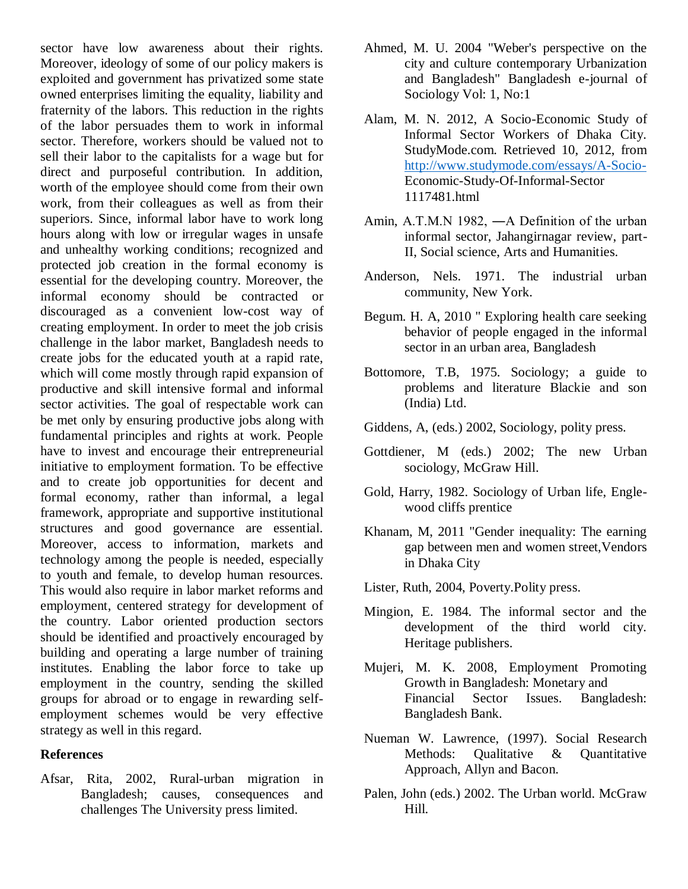sector have low awareness about their rights. Moreover, ideology of some of our policy makers is exploited and government has privatized some state owned enterprises limiting the equality, liability and fraternity of the labors. This reduction in the rights of the labor persuades them to work in informal sector. Therefore, workers should be valued not to sell their labor to the capitalists for a wage but for direct and purposeful contribution. In addition, worth of the employee should come from their own work, from their colleagues as well as from their superiors. Since, informal labor have to work long hours along with low or irregular wages in unsafe and unhealthy working conditions; recognized and protected job creation in the formal economy is essential for the developing country. Moreover, the informal economy should be contracted or discouraged as a convenient low-cost way of creating employment. In order to meet the job crisis challenge in the labor market, Bangladesh needs to create jobs for the educated youth at a rapid rate, which will come mostly through rapid expansion of productive and skill intensive formal and informal sector activities. The goal of respectable work can be met only by ensuring productive jobs along with fundamental principles and rights at work. People have to invest and encourage their entrepreneurial initiative to employment formation. To be effective and to create job opportunities for decent and formal economy, rather than informal, a legal framework, appropriate and supportive institutional structures and good governance are essential. Moreover, access to information, markets and technology among the people is needed, especially to youth and female, to develop human resources. This would also require in labor market reforms and employment, centered strategy for development of the country. Labor oriented production sectors should be identified and proactively encouraged by building and operating a large number of training institutes. Enabling the labor force to take up employment in the country, sending the skilled groups for abroad or to engage in rewarding self-employment schemes would be very effective strategy as well in this regard.

**References**

Afsar, Rita, 2002, Rural-urban migration in Bangladesh; causes, consequences and challenges The University press limited.

Ahmed, M. U. 2004 "Weber's perspective on the city and culture contemporary Urbanization and Bangladesh" Bangladesh e-journal of Sociology Vol: 1, No:1

Alam, M. N. 2012, A Socio-Economic Study of Informal Sector Workers of Dhaka City. StudyMode.com. Retrieved 10, 2012, from http://www.studymode.com/essays/A-Socio-Economic-Study-Of-Informal-Sector 1117481.html

Amin, A.T.M.N 1982, ―A Definition of the urban informal sector, Jahangirnagar review, part-II, Social science, Arts and Humanities.

Anderson, Nels. 1971. The industrial urban community, New York.

Begum. H. A, 2010 " Exploring health care seeking behavior of people engaged in the informal sector in an urban area, Bangladesh

Bottomore, T.B, 1975. Sociology; a guide to problems and literature Blackie and son (India) Ltd.

Giddens, A, (eds.) 2002, Sociology, polity press.

Gottdiener, M (eds.) 2002; The new Urban sociology, McGraw Hill.

Gold, Harry, 1982. Sociology of Urban life, Englewood cliffs prentice

Khanam, M, 2011 "Gender inequality: The earning gap between men and women street,Vendors in Dhaka City

Lister, Ruth, 2004, Poverty.Polity press.

Mingion, E. 1984. The informal sector and the development of the third world city. Heritage publishers.

Mujeri, M. K. 2008, Employment Promoting Growth in Bangladesh: Monetary and Financial Sector Issues. Bangladesh: Bangladesh Bank.

Nueman W. Lawrence, (1997). Social Research Methods: Qualitative & Quantitative Approach, Allyn and Bacon.

Palen, John (eds.) 2002. The Urban world. McGraw Hill.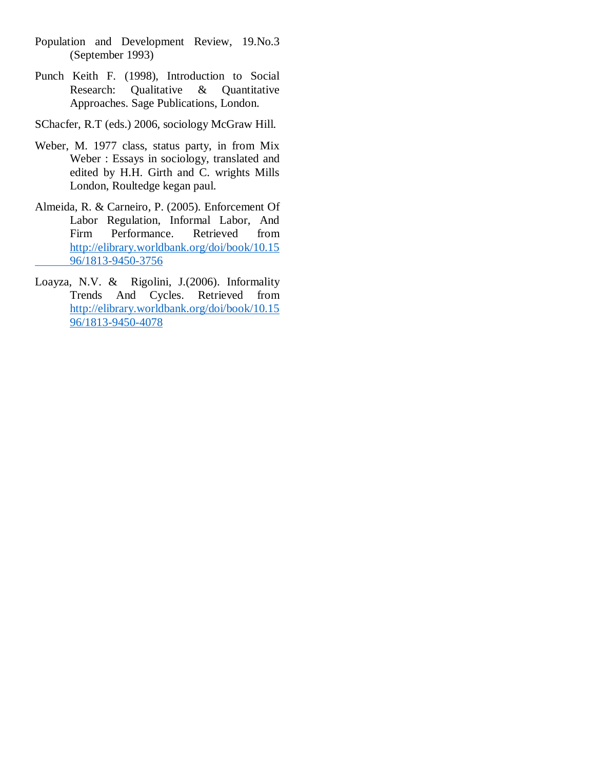Population and Development Review, 19.No.3 (September 1993)

Punch Keith F. (1998), Introduction to Social Research: Qualitative & Quantitative Approaches. Sage Publications, London.

SChacfer, R.T (eds.) 2006, sociology McGraw Hill.

Weber, M. 1977 class, status party, in from Mix Weber : Essays in sociology, translated and edited by H.H. Girth and C. wrights Mills London, Roultedge kegan paul.

Almeida, R. & Carneiro, P. (2005). Enforcement Of Labor Regulation, Informal Labor, And Firm Performance. Retrieved from http://elibrary.worldbank.org/doi/book/10.1596/1813-9450-3756

Loayza, N.V. & Rigolini, J.(2006). Informality Trends And Cycles. Retrieved from http://elibrary.worldbank.org/doi/book/10.1596/1813-9450-4078